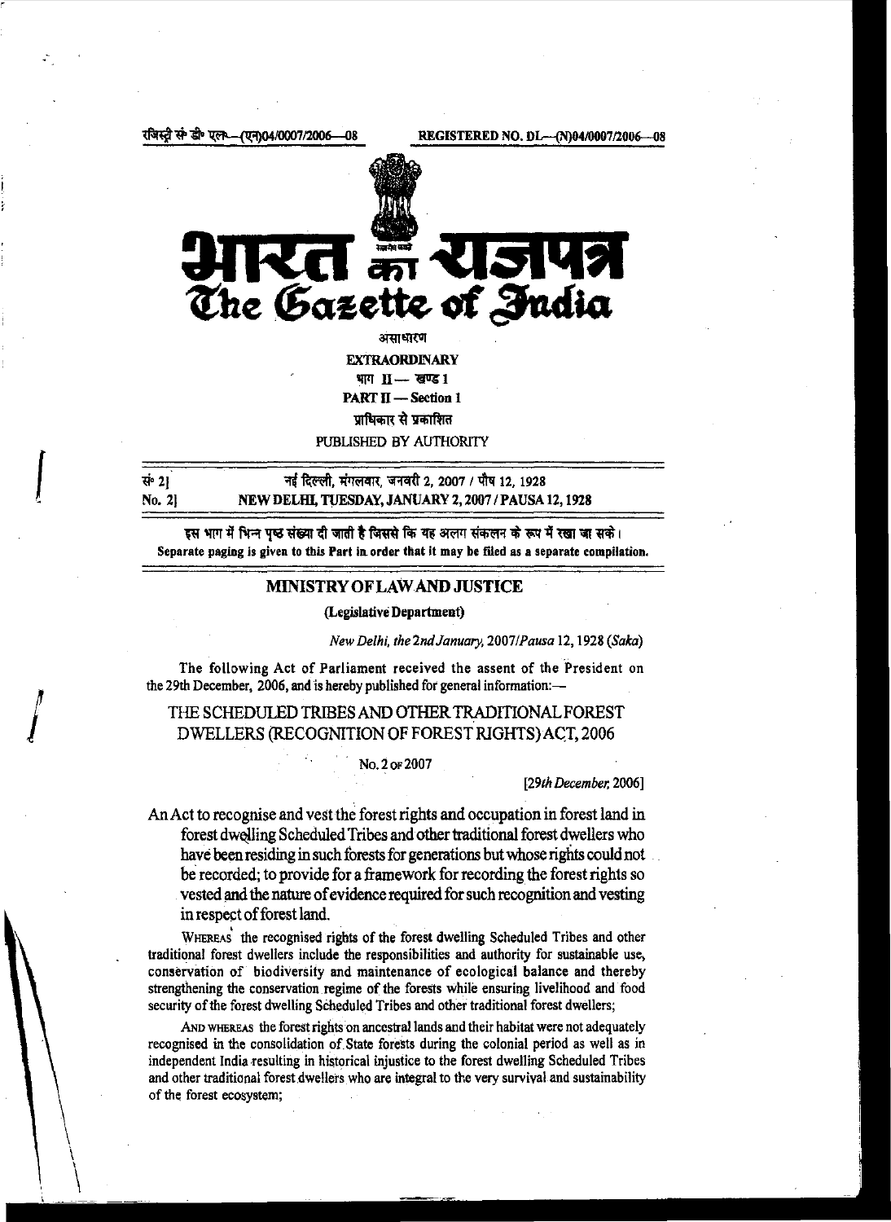रजिस्ट्री सं॰ डी॰ एल॰—(एन)04/0007/2006—08 REGISTERED NO. DL—(N)04/0007/2006—08

# भारत का राजपत्र
# The Gazette of India

असाधारण

**EXTRAORDINARY**

भाग II — खण्ड 1

**PART II — Section 1**

प्राधिकार से प्रकाशित

PUBLISHED BY AUTHORITY

सं॰ 2] नई दिल्ली, मंगलवार, जनवरी 2, 2007 / पौष 12, 1928

**No. 2] NEW DELHI, TUESDAY, JANUARY 2, 2007 / PAUSA 12, 1928**

इस भाग में भिन्न पृष्ठ संख्या दी जाती है जिससे कि यह अलग संकलन के रूप में रखा जा सके।

**Separate paging is given to this Part in order that it may be filed as a separate compilation.**

## MINISTRY OF LAW AND JUSTICE

**(Legislative Department)**

*New Delhi, the 2nd January, 2007/Pausa 12, 1928 (Saka)*

The following Act of Parliament received the assent of the President on the 29th December, 2006, and is hereby published for general information:—

## THE SCHEDULED TRIBES AND OTHER TRADITIONAL FOREST DWELLERS (RECOGNITION OF FOREST RIGHTS) ACT, 2006

No. 2 OF 2007

[*29th December, 2006*]

An Act to recognise and vest the forest rights and occupation in forest land in forest dwelling Scheduled Tribes and other traditional forest dwellers who have been residing in such forests for generations but whose rights could not be recorded; to provide for a framework for recording the forest rights so vested and the nature of evidence required for such recognition and vesting in respect of forest land.

WHEREAS the recognised rights of the forest dwelling Scheduled Tribes and other traditional forest dwellers include the responsibilities and authority for sustainable use, conservation of biodiversity and maintenance of ecological balance and thereby strengthening the conservation regime of the forests while ensuring livelihood and food security of the forest dwelling Scheduled Tribes and other traditional forest dwellers;

AND WHEREAS the forest rights on ancestral lands and their habitat were not adequately recognised in the consolidation of State forests during the colonial period as well as in independent India resulting in historical injustice to the forest dwelling Scheduled Tribes and other traditional forest dwellers who are integral to the very survival and sustainability of the forest ecosystem;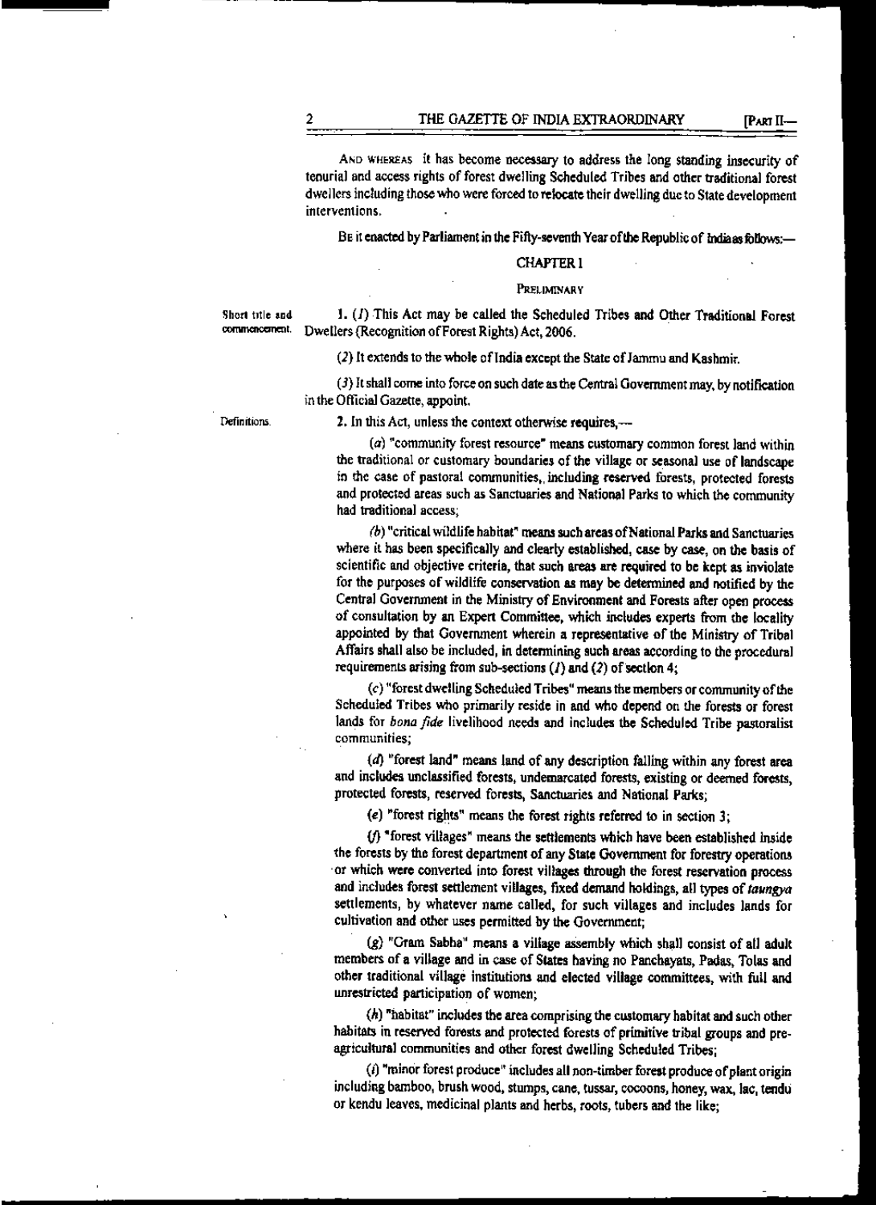AND WHEREAS it has become necessary to address the long standing insecurity of tenurial and access rights of forest dwelling Scheduled Tribes and other traditional forest dwellers including those who were forced to relocate their dwelling due to State development interventions.

BE it enacted by Parliament in the Fifty-seventh Year of the Republic of India as follows:—

## CHAPTER I

### PRELIMINARY

Short title and commencement.

1. (1) This Act may be called the Scheduled Tribes and Other Traditional Forest Dwellers (Recognition of Forest Rights) Act, 2006.

(2) It extends to the whole of India except the State of Jammu and Kashmir.

(3) It shall come into force on such date as the Central Government may, by notification in the Official Gazette, appoint.

Definitions.

2. In this Act, unless the context otherwise requires,—

(a) "community forest resource" means customary common forest land within the traditional or customary boundaries of the village or seasonal use of landscape in the case of pastoral communities, including reserved forests, protected forests and protected areas such as Sanctuaries and National Parks to which the community had traditional access;

(b) "critical wildlife habitat" means such areas of National Parks and Sanctuaries where it has been specifically and clearly established, case by case, on the basis of scientific and objective criteria, that such areas are required to be kept as inviolate for the purposes of wildlife conservation as may be determined and notified by the Central Government in the Ministry of Environment and Forests after open process of consultation by an Expert Committee, which includes experts from the locality appointed by that Government wherein a representative of the Ministry of Tribal Affairs shall also be included, in determining such areas according to the procedural requirements arising from sub-sections (1) and (2) of section 4;

(c) "forest dwelling Scheduled Tribes" means the members or community of the Scheduled Tribes who primarily reside in and who depend on the forests or forest lands for *bona fide* livelihood needs and includes the Scheduled Tribe pastoralist communities;

(d) "forest land" means land of any description falling within any forest area and includes unclassified forests, undemarcated forests, existing or deemed forests, protected forests, reserved forests, Sanctuaries and National Parks;

(e) "forest rights" means the forest rights referred to in section 3;

(f) "forest villages" means the settlements which have been established inside the forests by the forest department of any State Government for forestry operations or which were converted into forest villages through the forest reservation process and includes forest settlement villages, fixed demand holdings, all types of *taungya* settlements, by whatever name called, for such villages and includes lands for cultivation and other uses permitted by the Government;

(g) "Gram Sabha" means a village assembly which shall consist of all adult members of a village and in case of States having no Panchayats, Padas, Tolas and other traditional village institutions and elected village committees, with full and unrestricted participation of women;

(h) "habitat" includes the area comprising the customary habitat and such other habitats in reserved forests and protected forests of primitive tribal groups and pre-agricultural communities and other forest dwelling Scheduled Tribes;

(i) "minor forest produce" includes all non-timber forest produce of plant origin including bamboo, brush wood, stumps, cane, tussar, cocoons, honey, wax, lac, tendu or kendu leaves, medicinal plants and herbs, roots, tubers and the like;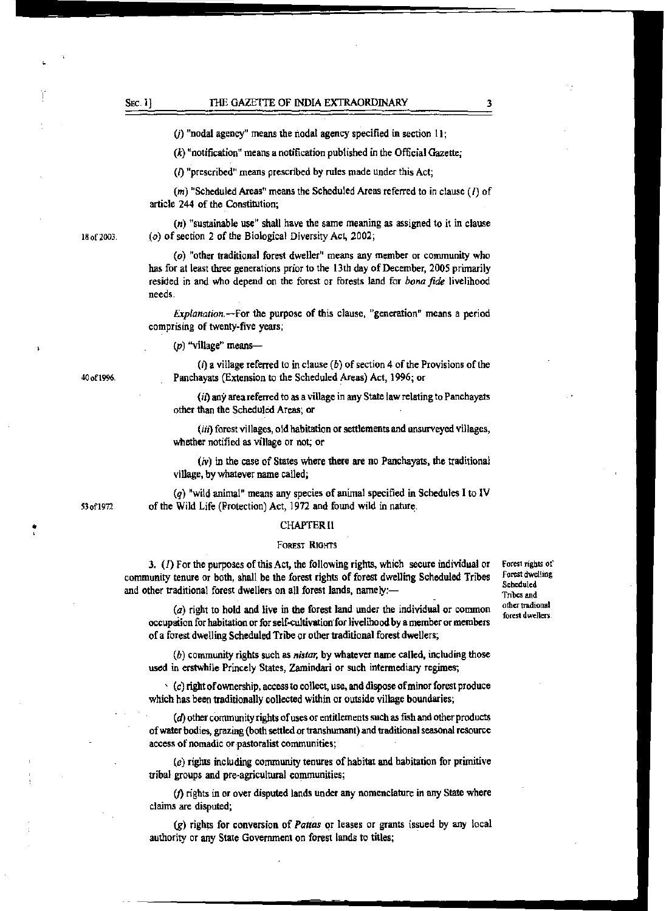(*j*) "nodal agency" means the nodal agency specified in section 11;

(*k*) "notification" means a notification published in the Official Gazette;

(*l*) "prescribed" means prescribed by rules made under this Act;

(*m*) "Scheduled Areas" means the Scheduled Areas referred to in clause (*1*) of article 244 of the Constitution;

(*n*) "sustainable use" shall have the same meaning as assigned to it in clause (*o*) of section 2 of the Biological Diversity Act, 2002;

18 of 2003.

(*o*) "other traditional forest dweller" means any member or community who has for at least three generations prior to the 13th day of December, 2005 primarily resided in and who depend on the forest or forests land for *bona fide* livelihood needs.

*Explanation*.—For the purpose of this clause, "generation" means a period comprising of twenty-five years;

(*p*) "village" means—

(*i*) a village referred to in clause (*b*) of section 4 of the Provisions of the Panchayats (Extension to the Scheduled Areas) Act, 1996; or

40 of 1996.

(*ii*) any area referred to as a village in any State law relating to Panchayats other than the Scheduled Areas; or

(*iii*) forest villages, old habitation or settlements and unsurveyed villages, whether notified as village or not; or

(*iv*) in the case of States where there are no Panchayats, the traditional village, by whatever name called;

(*q*) "wild animal" means any species of animal specified in Schedules I to IV of the Wild Life (Protection) Act, 1972 and found wild in nature.

53 of 1972.

## CHAPTER II

### FOREST RIGHTS

3. (*1*) For the purposes of this Act, the following rights, which secure individual or community tenure or both, shall be the forest rights of forest dwelling Scheduled Tribes and other traditional forest dwellers on all forest lands, namely:—

Forest rights of Forest dwelling Scheduled Tribes and other tradional forest dwellers.

(*a*) right to hold and live in the forest land under the individual or common occupation for habitation or for self-cultivation for livelihood by a member or members of a forest dwelling Scheduled Tribe or other traditional forest dwellers;

(*b*) community rights such as *nistar*, by whatever name called, including those used in erstwhile Princely States, Zamindari or such intermediary regimes;

(*c*) right of ownership, access to collect, use, and dispose of minor forest produce which has been traditionally collected within or outside village boundaries;

(*d*) other community rights of uses or entitlements such as fish and other products of water bodies, grazing (both settled or transhumant) and traditional seasonal resource access of nomadic or pastoralist communities;

(*e*) rights including community tenures of habitat and habitation for primitive tribal groups and pre-agricultural communities;

(*f*) rights in or over disputed lands under any nomenclature in any State where claims are disputed;

(*g*) rights for conversion of *Pattas* or leases or grants issued by any local authority or any State Government on forest lands to titles;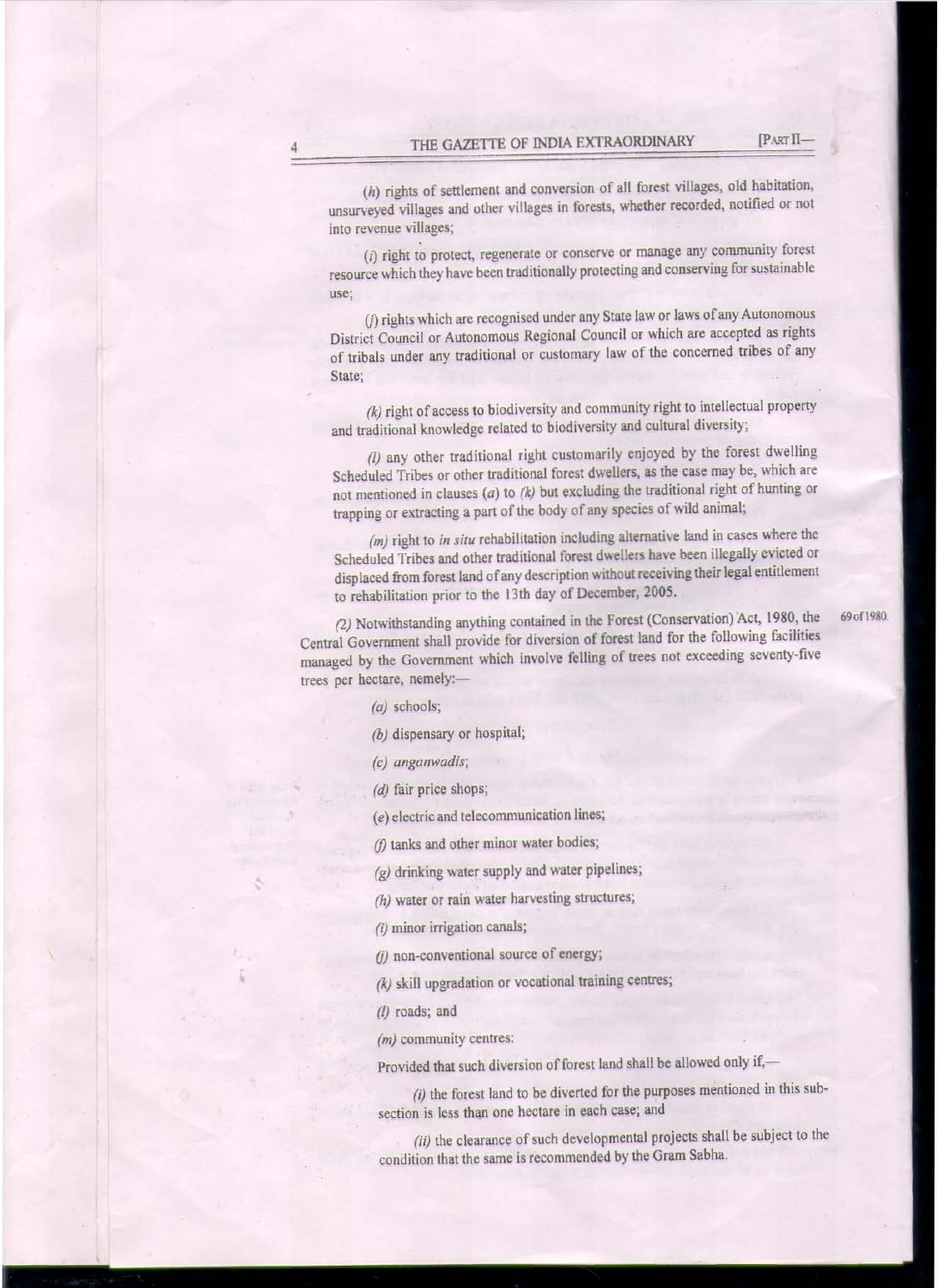(*h*) rights of settlement and conversion of all forest villages, old habitation, unsurveyed villages and other villages in forests, whether recorded, notified or not into revenue villages;

(*i*) right to protect, regenerate or conserve or manage any community forest resource which they have been traditionally protecting and conserving for sustainable use;

(*j*) rights which are recognised under any State law or laws of any Autonomous District Council or Autonomous Regional Council or which are accepted as rights of tribals under any traditional or customary law of the concerned tribes of any State;

(*k*) right of access to biodiversity and community right to intellectual property and traditional knowledge related to biodiversity and cultural diversity;

(*l*) any other traditional right customarily enjoyed by the forest dwelling Scheduled Tribes or other traditional forest dwellers, as the case may be, which are not mentioned in clauses (*a*) to (*k*) but excluding the traditional right of hunting or trapping or extracting a part of the body of any species of wild animal;

(*m*) right to *in situ* rehabilitation including alternative land in cases where the Scheduled Tribes and other traditional forest dwellers have been illegally evicted or displaced from forest land of any description without receiving their legal entitlement to rehabilitation prior to the 13th day of December, 2005.

(*2*) Notwithstanding anything contained in the Forest (Conservation) Act, 1980, the Central Government shall provide for diversion of forest land for the following facilities managed by the Government which involve felling of trees not exceeding seventy-five trees per hectare, namely:— 69 of 1980.

(*a*) schools;

(*b*) dispensary or hospital;

(*c*) *anganwadis*;

(*d*) fair price shops;

(*e*) electric and telecommunication lines;

(*f*) tanks and other minor water bodies;

(*g*) drinking water supply and water pipelines;

(*h*) water or rain water harvesting structures;

(*i*) minor irrigation canals;

(*j*) non-conventional source of energy;

(*k*) skill upgradation or vocational training centres;

(*l*) roads; and

(*m*) community centres:

Provided that such diversion of forest land shall be allowed only if,—

(*i*) the forest land to be diverted for the purposes mentioned in this sub-section is less than one hectare in each case; and

(*ii*) the clearance of such developmental projects shall be subject to the condition that the same is recommended by the Gram Sabha.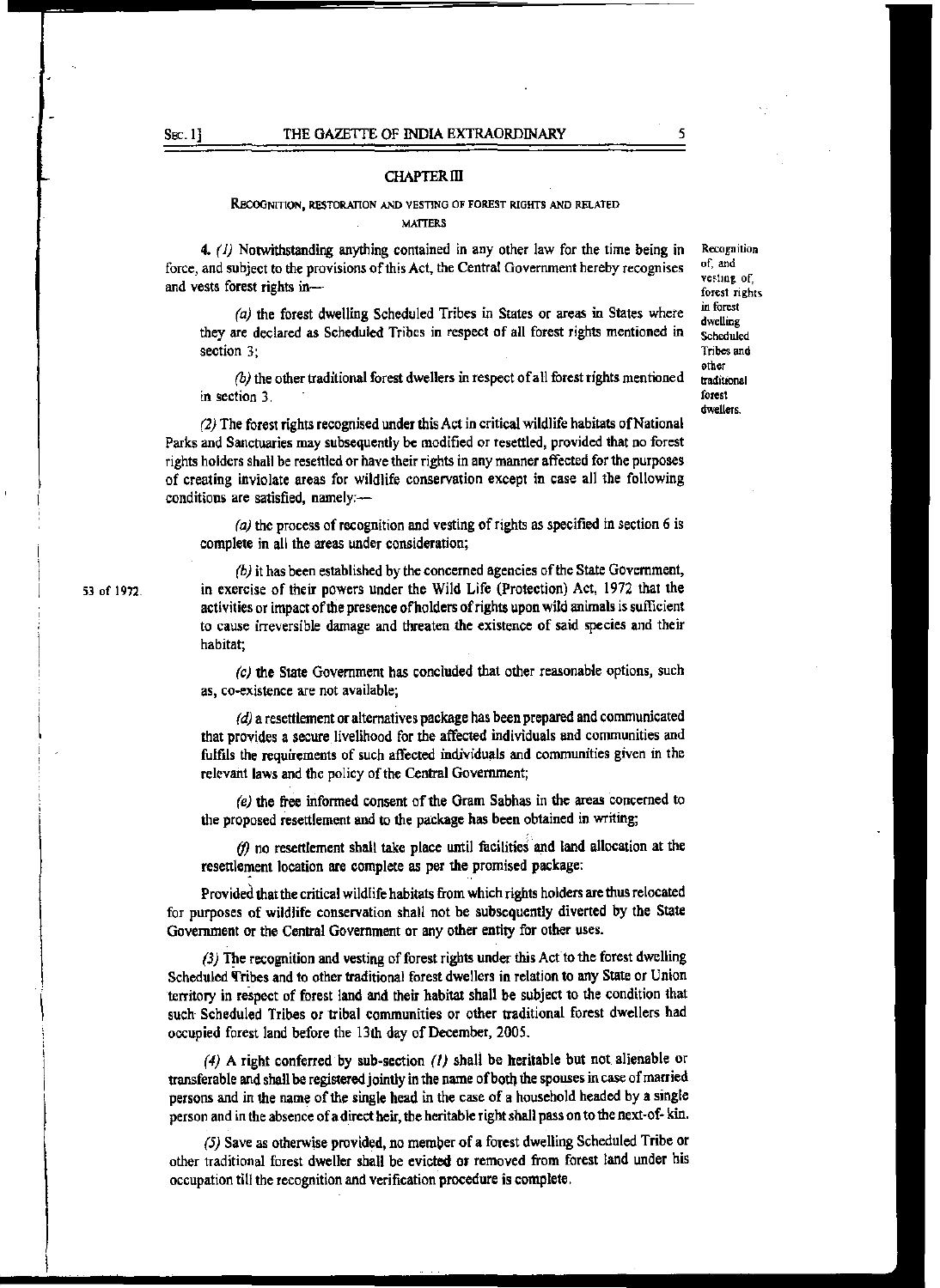## CHAPTER III

### RECOGNITION, RESTORATION AND VESTING OF FOREST RIGHTS AND RELATED MATTERS

Recognition of, and vesting of, forest rights in forest dwelling Scheduled Tribes and other traditional forest dwellers.

**4.** *(1)* Notwithstanding anything contained in any other law for the time being in force, and subject to the provisions of this Act, the Central Government hereby recognises and vests forest rights in—

*(a)* the forest dwelling Scheduled Tribes in States or areas in States where they are declared as Scheduled Tribes in respect of all forest rights mentioned in section 3;

*(b)* the other traditional forest dwellers in respect of all forest rights mentioned in section 3.

*(2)* The forest rights recognised under this Act in critical wildlife habitats of National Parks and Sanctuaries may subsequently be modified or resettled, provided that no forest rights holders shall be resettled or have their rights in any manner affected for the purposes of creating inviolate areas for wildlife conservation except in case all the following conditions are satisfied, namely:—

*(a)* the process of recognition and vesting of rights as specified in section 6 is complete in all the areas under consideration;

*(b)* it has been established by the concerned agencies of the State Government, in exercise of their powers under the Wild Life (Protection) Act, 1972 that the activities or impact of the presence of holders of rights upon wild animals is sufficient to cause irreversible damage and threaten the existence of said species and their habitat;

53 of 1972.

*(c)* the State Government has concluded that other reasonable options, such as, co-existence are not available;

*(d)* a resettlement or alternatives package has been prepared and communicated that provides a secure livelihood for the affected individuals and communities and fulfils the requirements of such affected individuals and communities given in the relevant laws and the policy of the Central Government;

*(e)* the free informed consent of the Gram Sabhas in the areas concerned to the proposed resettlement and to the package has been obtained in writing;

*(f)* no resettlement shall take place until facilities and land allocation at the resettlement location are complete as per the promised package:

Provided that the critical wildlife habitats from which rights holders are thus relocated for purposes of wildlife conservation shall not be subsequently diverted by the State Government or the Central Government or any other entity for other uses.

*(3)* The recognition and vesting of forest rights under this Act to the forest dwelling Scheduled Tribes and to other traditional forest dwellers in relation to any State or Union territory in respect of forest land and their habitat shall be subject to the condition that such Scheduled Tribes or tribal communities or other traditional forest dwellers had occupied forest land before the 13th day of December, 2005.

*(4)* A right conferred by sub-section *(1)* shall be heritable but not alienable or transferable and shall be registered jointly in the name of both the spouses in case of married persons and in the name of the single head in the case of a household headed by a single person and in the absence of a direct heir, the heritable right shall pass on to the next-of- kin.

*(5)* Save as otherwise provided, no member of a forest dwelling Scheduled Tribe or other traditional forest dweller shall be evicted or removed from forest land under his occupation till the recognition and verification procedure is complete.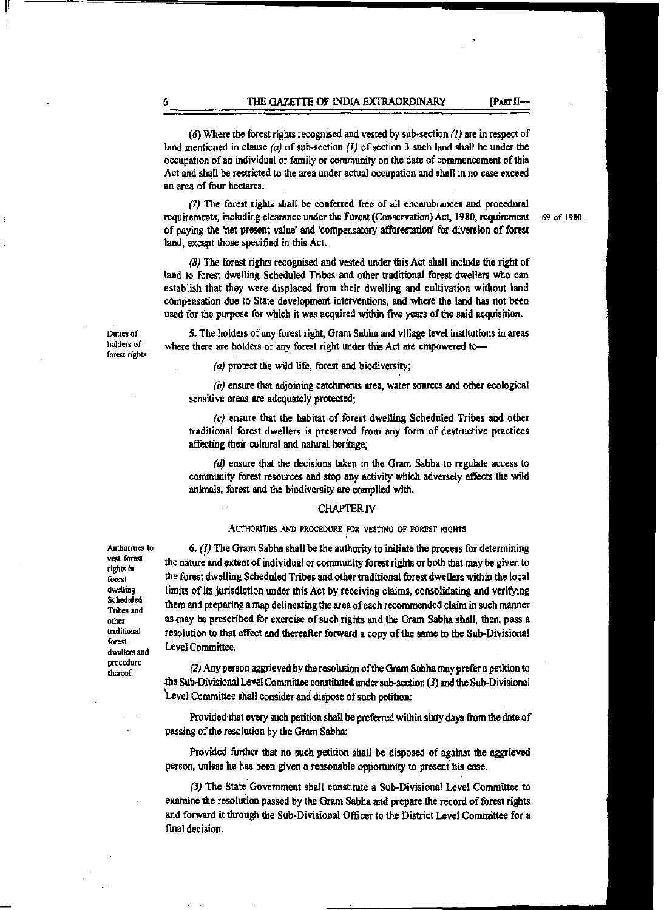(6) Where the forest rights recognised and vested by sub-section (1) are in respect of land mentioned in clause (a) of sub-section (1) of section 3 such land shall be under the occupation of an individual or family or community on the date of commencement of this Act and shall be restricted to the area under actual occupation and shall in no case exceed an area of four hectares.

(7) The forest rights shall be conferred free of all encumbrances and procedural requirements, including clearance under the Forest (Conservation) Act, 1980, requirement of paying the 'net present value' and 'compensatory afforestation' for diversion of forest land, except those specified in this Act.

69 of 1980.

(8) The forest rights recognised and vested under this Act shall include the right of land to forest dwelling Scheduled Tribes and other traditional forest dwellers who can establish that they were displaced from their dwelling and cultivation without land compensation due to State development interventions, and where the land has not been used for the purpose for which it was acquired within five years of the said acquisition.

Duties of holders of forest rights.

5. The holders of any forest right, Gram Sabha and village level institutions in areas where there are holders of any forest right under this Act are empowered to—

(a) protect the wild life, forest and biodiversity;

(b) ensure that adjoining catchments area, water sources and other ecological sensitive areas are adequately protected;

(c) ensure that the habitat of forest dwelling Scheduled Tribes and other traditional forest dwellers is preserved from any form of destructive practices affecting their cultural and natural heritage;

(d) ensure that the decisions taken in the Gram Sabha to regulate access to community forest resources and stop any activity which adversely affects the wild animals, forest and the biodiversity are complied with.

## CHAPTER IV

### AUTHORITIES AND PROCEDURE FOR VESTING OF FOREST RIGHTS

Authorities to vest forest rights in forest dwelling Scheduled Tribes and other traditional forest dwellers and procedure thereof.

6. (1) The Gram Sabha shall be the authority to initiate the process for determining the nature and extent of individual or community forest rights or both that may be given to the forest dwelling Scheduled Tribes and other traditional forest dwellers within the local limits of its jurisdiction under this Act by receiving claims, consolidating and verifying them and preparing a map delineating the area of each recommended claim in such manner as may be prescribed for exercise of such rights and the Gram Sabha shall, then, pass a resolution to that effect and thereafter forward a copy of the same to the Sub-Divisional Level Committee.

(2) Any person aggrieved by the resolution of the Gram Sabha may prefer a petition to the Sub-Divisional Level Committee constituted under sub-section (3) and the Sub-Divisional Level Committee shall consider and dispose of such petition:

Provided that every such petition shall be preferred within sixty days from the date of passing of the resolution by the Gram Sabha:

Provided further that no such petition shall be disposed of against the aggrieved person, unless he has been given a reasonable opportunity to present his case.

(3) The State Government shall constitute a Sub-Divisional Level Committee to examine the resolution passed by the Gram Sabha and prepare the record of forest rights and forward it through the Sub-Divisional Officer to the District Level Committee for a final decision.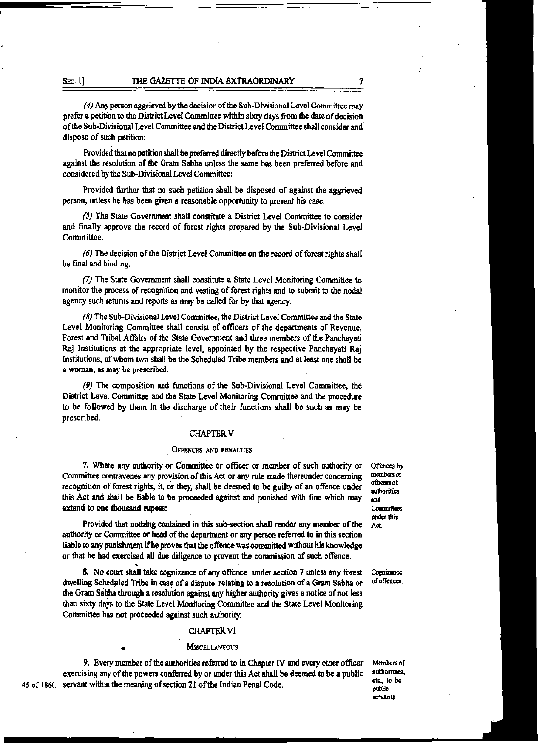(4) Any person aggrieved by the decision of the Sub-Divisional Level Committee may prefer a petition to the District Level Committee within sixty days from the date of decision of the Sub-Divisional Level Committee and the District Level Committee shall consider and dispose of such petition:

Provided that no petition shall be preferred directly before the District Level Committee against the resolution of the Gram Sabha unless the same has been preferred before and considered by the Sub-Divisional Level Committee:

Provided further that no such petition shall be disposed of against the aggrieved person, unless he has been given a reasonable opportunity to present his case.

(5) The State Government shall constitute a District Level Committee to consider and finally approve the record of forest rights prepared by the Sub-Divisional Level Committee.

(6) The decision of the District Level Committee on the record of forest rights shall be final and binding.

(7) The State Government shall constitute a State Level Monitoring Committee to monitor the process of recognition and vesting of forest rights and to submit to the nodal agency such returns and reports as may be called for by that agency.

(8) The Sub-Divisional Level Committee, the District Level Committee and the State Level Monitoring Committee shall consist of officers of the departments of Revenue, Forest and Tribal Affairs of the State Government and three members of the Panchayati Raj Institutions at the appropriate level, appointed by the respective Panchayati Raj Institutions, of whom two shall be the Scheduled Tribe members and at least one shall be a woman, as may be prescribed.

(9) The composition and functions of the Sub-Divisional Level Committee, the District Level Committee and the State Level Monitoring Committee and the procedure to be followed by them in the discharge of their functions shall be such as may be prescribed.

## CHAPTER V

### OFFENCES AND PENALTIES

*Offences by members or officers of authorities and Committees under this Act.*

7. Where any authority or Committee or officer or member of such authority or Committee contravenes any provision of this Act or any rule made thereunder concerning recognition of forest rights, it, or they, shall be deemed to be guilty of an offence under this Act and shall be liable to be proceeded against and punished with fine which may extend to one thousand rupees:

Provided that nothing contained in this sub-section shall render any member of the authority or Committee or head of the department or any person referred to in this section liable to any punishment if he proves that the offence was committed without his knowledge or that he had exercised all due diligence to prevent the commission of such offence.

*Cognizance of offences.*

8. No court shall take cognizance of any offence under section 7 unless any forest dwelling Scheduled Tribe in case of a dispute relating to a resolution of a Gram Sabha or the Gram Sabha through a resolution against any higher authority gives a notice of not less than sixty days to the State Level Monitoring Committee and the State Level Monitoring Committee has not proceeded against such authority.

## CHAPTER VI

### MISCELLANEOUS

*Members of authorities, etc., to be public servants.*

9. Every member of the authorities referred to in Chapter IV and every other officer exercising any of the powers conferred by or under this Act shall be deemed to be a public servant within the meaning of section 21 of the Indian Penal Code. (45 of 1860.)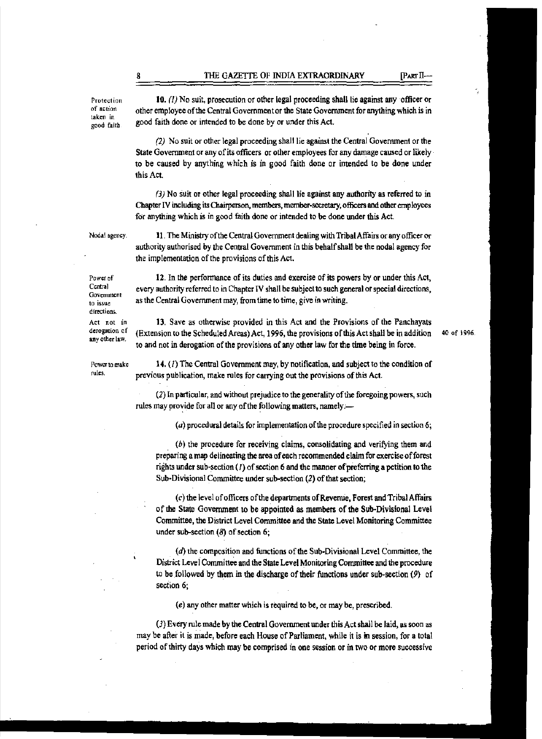**Protection of action taken in good faith**

**10.** *(1)* No suit, prosecution or other legal proceeding shall lie against any officer or other employee of the Central Government or the State Government for anything which is in good faith done or intended to be done by or under this Act.

*(2)* No suit or other legal proceeding shall lie against the Central Government or the State Government or any of its officers or other employees for any damage caused or likely to be caused by anything which is in good faith done or intended to be done under this Act.

*(3)* No suit or other legal proceeding shall lie against any authority as referred to in Chapter IV including its Chairperson, members, member-secretary, officers and other employees for anything which is in good faith done or intended to be done under this Act.

**Nodal agency.**

**11.** The Ministry of the Central Government dealing with Tribal Affairs or any officer or authority authorised by the Central Government in this behalf shall be the nodal agency for the implementation of the provisions of this Act.

**Power of Central Government to issue directions.**

**12.** In the performance of its duties and exercise of its powers by or under this Act, every authority referred to in Chapter IV shall be subject to such general or special directions, as the Central Government may, from time to time, give in writing.

**Act not in derogation of any other law.**

**13.** Save as otherwise provided in this Act and the Provisions of the Panchayats (Extension to the Scheduled Areas) Act, 1996, the provisions of this Act shall be in addition to and not in derogation of the provisions of any other law for the time being in force. *(40 of 1996.)*

**Power to make rules.**

**14.** *(1)* The Central Government may, by notification, and subject to the condition of previous publication, make rules for carrying out the provisions of this Act.

*(2)* In particular, and without prejudice to the generality of the foregoing powers, such rules may provide for all or any of the following matters, namely:—

(*a*) procedural details for implementation of the procedure specified in section 6;

(*b*) the procedure for receiving claims, consolidating and verifying them and preparing a map delineating the area of each recommended claim for exercise of forest rights under sub-section (*1*) of section 6 and the manner of preferring a petition to the Sub-Divisional Committee under sub-section (*2*) of that section;

(*c*) the level of officers of the departments of Revenue, Forest and Tribal Affairs of the State Government to be appointed as members of the Sub-Divisional Level Committee, the District Level Committee and the State Level Monitoring Committee under sub-section (*8*) of section 6;

(*d*) the composition and functions of the Sub-Divisional Level Committee, the District Level Committee and the State Level Monitoring Committee and the procedure to be followed by them in the discharge of their functions under sub-section (*9*) of section 6;

(*e*) any other matter which is required to be, or may be, prescribed.

(*3*) Every rule made by the Central Government under this Act shall be laid, as soon as may be after it is made, before each House of Parliament, while it is in session, for a total period of thirty days which may be comprised in one session or in two or more successive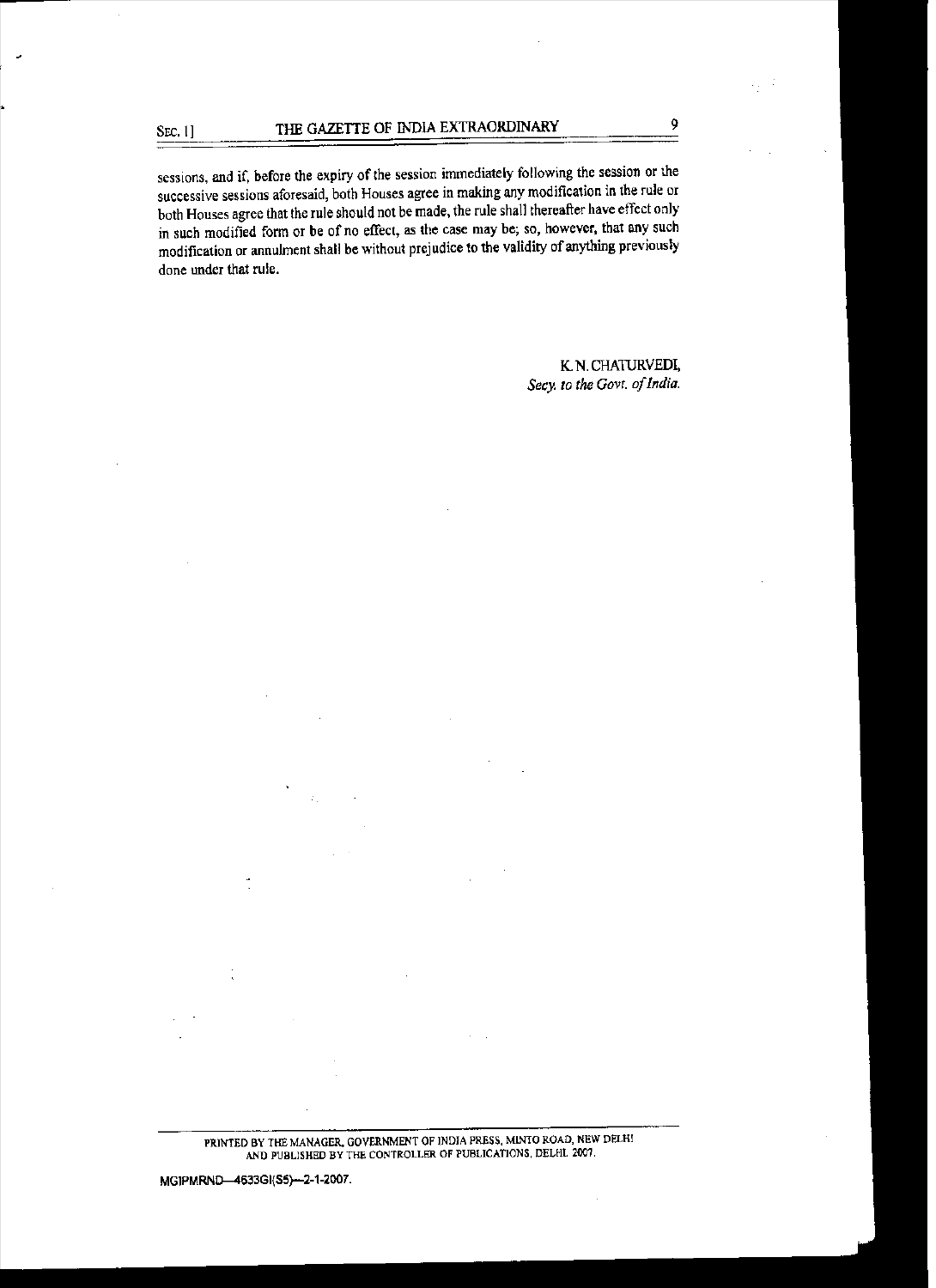sessions, and if, before the expiry of the session immediately following the session or the successive sessions aforesaid, both Houses agree in making any modification in the rule or both Houses agree that the rule should not be made, the rule shall thereafter have effect only in such modified form or be of no effect, as the case may be; so, however, that any such modification or annulment shall be without prejudice to the validity of anything previously done under that rule.

K. N. CHATURVEDI,
*Secy. to the Govt. of India.*

PRINTED BY THE MANAGER, GOVERNMENT OF INDIA PRESS, MINTO ROAD, NEW DELHI AND PUBLISHED BY THE CONTROLLER OF PUBLICATIONS, DELHI, 2007.

MGIPMRND—4633GI(S5)—2-1-2007.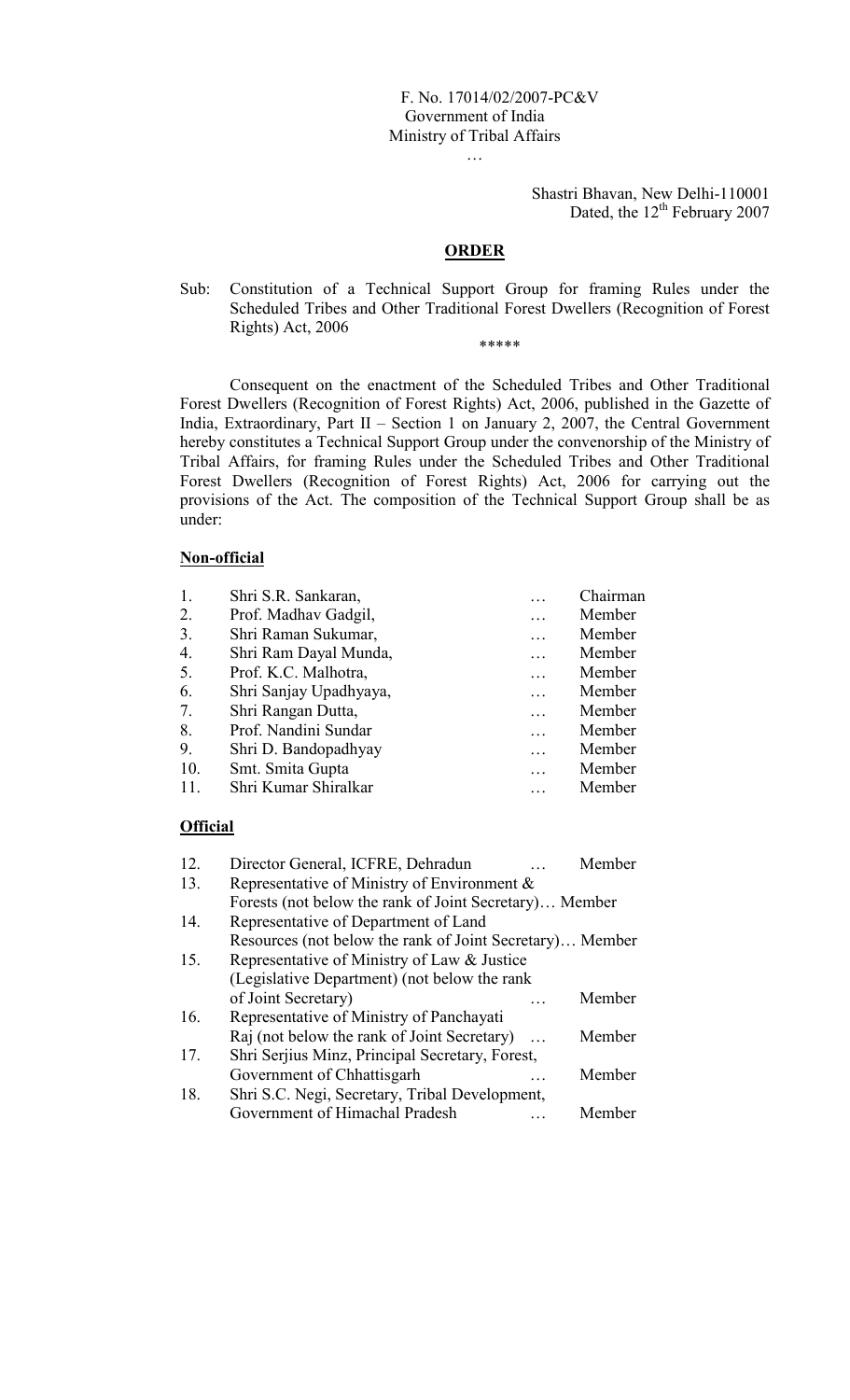F. No. 17014/02/2007-PC&V
Government of India
Ministry of Tribal Affairs
…

Shastri Bhavan, New Delhi-110001
Dated, the 12th February 2007

## ORDER

Sub: Constitution of a Technical Support Group for framing Rules under the Scheduled Tribes and Other Traditional Forest Dwellers (Recognition of Forest Rights) Act, 2006

*****

Consequent on the enactment of the Scheduled Tribes and Other Traditional Forest Dwellers (Recognition of Forest Rights) Act, 2006, published in the Gazette of India, Extraordinary, Part II – Section 1 on January 2, 2007, the Central Government hereby constitutes a Technical Support Group under the convenorship of the Ministry of Tribal Affairs, for framing Rules under the Scheduled Tribes and Other Traditional Forest Dwellers (Recognition of Forest Rights) Act, 2006 for carrying out the provisions of the Act. The composition of the Technical Support Group shall be as under:

**Non-official**

| | | | |
|---|---|---|---|
| 1. | Shri S.R. Sankaran, | … | Chairman |
| 2. | Prof. Madhav Gadgil, | … | Member |
| 3. | Shri Raman Sukumar, | … | Member |
| 4. | Shri Ram Dayal Munda, | … | Member |
| 5. | Prof. K.C. Malhotra, | … | Member |
| 6. | Shri Sanjay Upadhyaya, | … | Member |
| 7. | Shri Rangan Dutta, | … | Member |
| 8. | Prof. Nandini Sundar | … | Member |
| 9. | Shri D. Bandopadhyay | … | Member |
| 10. | Smt. Smita Gupta | … | Member |
| 11. | Shri Kumar Shiralkar | … | Member |

**Official**

| | | | |
|---|---|---|---|
| 12. | Director General, ICFRE, Dehradun | … | Member |
| 13. | Representative of Ministry of Environment & Forests (not below the rank of Joint Secretary) | … | Member |
| 14. | Representative of Department of Land Resources (not below the rank of Joint Secretary) | … | Member |
| 15. | Representative of Ministry of Law & Justice (Legislative Department) (not below the rank of Joint Secretary) | … | Member |
| 16. | Representative of Ministry of Panchayati Raj (not below the rank of Joint Secretary) | … | Member |
| 17. | Shri Serjius Minz, Principal Secretary, Forest, Government of Chhattisgarh | … | Member |
| 18. | Shri S.C. Negi, Secretary, Tribal Development, Government of Himachal Pradesh | … | Member |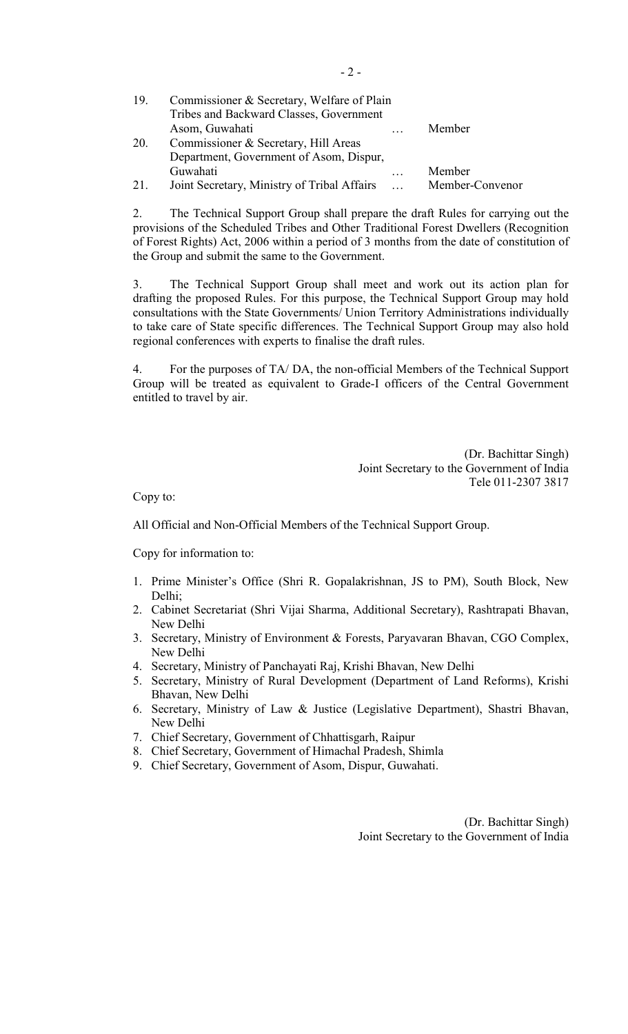| | | | |
|---|---|---|---|
| 19. | Commissioner & Secretary, Welfare of Plain Tribes and Backward Classes, Government Asom, Guwahati | … | Member |
| 20. | Commissioner & Secretary, Hill Areas Department, Government of Asom, Dispur, Guwahati | … | Member |
| 21. | Joint Secretary, Ministry of Tribal Affairs | … | Member-Convenor |

2. The Technical Support Group shall prepare the draft Rules for carrying out the provisions of the Scheduled Tribes and Other Traditional Forest Dwellers (Recognition of Forest Rights) Act, 2006 within a period of 3 months from the date of constitution of the Group and submit the same to the Government.

3. The Technical Support Group shall meet and work out its action plan for drafting the proposed Rules. For this purpose, the Technical Support Group may hold consultations with the State Governments/ Union Territory Administrations individually to take care of State specific differences. The Technical Support Group may also hold regional conferences with experts to finalise the draft rules.

4. For the purposes of TA/ DA, the non-official Members of the Technical Support Group will be treated as equivalent to Grade-I officers of the Central Government entitled to travel by air.

(Dr. Bachittar Singh)
Joint Secretary to the Government of India
Tele 011-2307 3817

Copy to:

All Official and Non-Official Members of the Technical Support Group.

Copy for information to:

1. Prime Minister's Office (Shri R. Gopalakrishnan, JS to PM), South Block, New Delhi;
2. Cabinet Secretariat (Shri Vijai Sharma, Additional Secretary), Rashtrapati Bhavan, New Delhi
3. Secretary, Ministry of Environment & Forests, Paryavaran Bhavan, CGO Complex, New Delhi
4. Secretary, Ministry of Panchayati Raj, Krishi Bhavan, New Delhi
5. Secretary, Ministry of Rural Development (Department of Land Reforms), Krishi Bhavan, New Delhi
6. Secretary, Ministry of Law & Justice (Legislative Department), Shastri Bhavan, New Delhi
7. Chief Secretary, Government of Chhattisgarh, Raipur
8. Chief Secretary, Government of Himachal Pradesh, Shimla
9. Chief Secretary, Government of Asom, Dispur, Guwahati.

(Dr. Bachittar Singh)
Joint Secretary to the Government of India